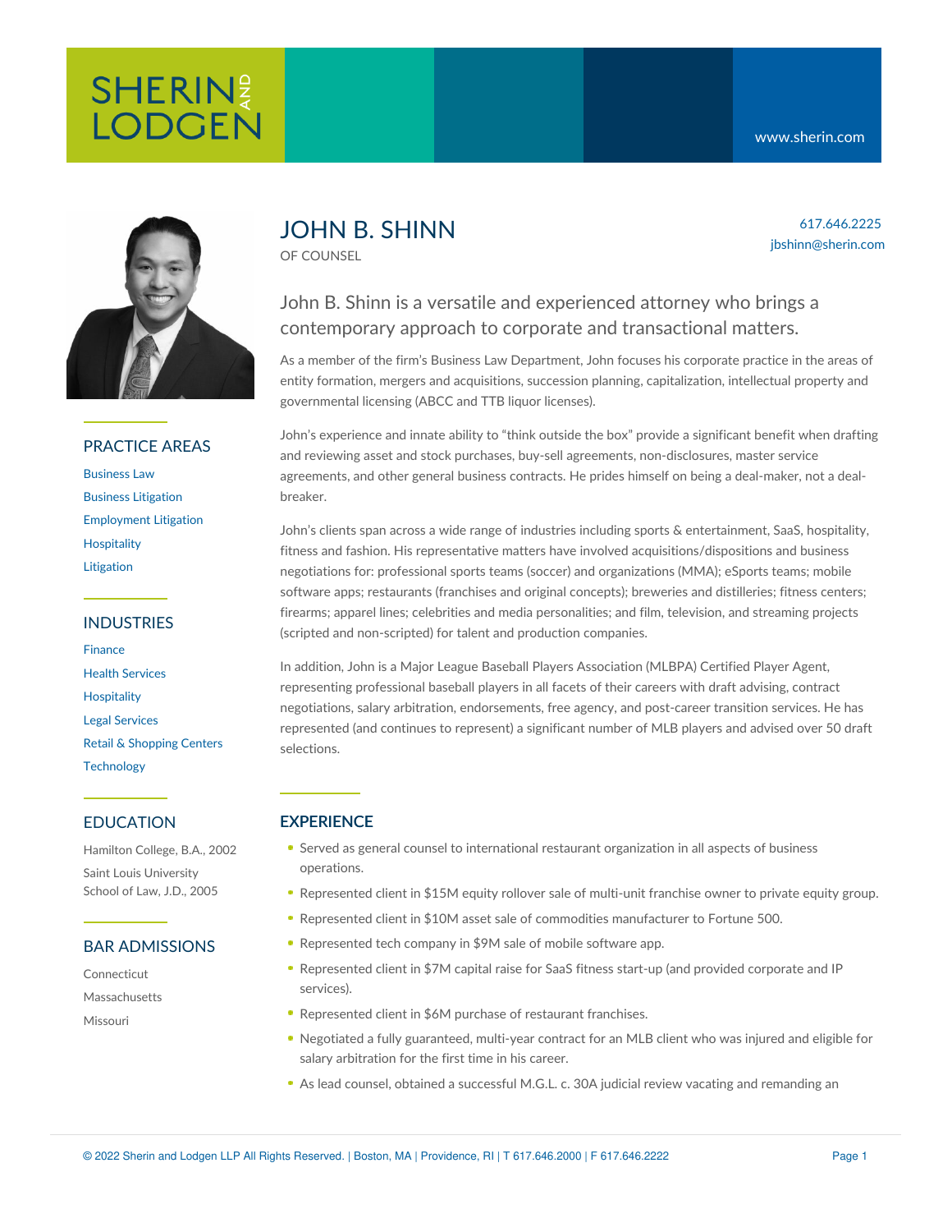# JOHN B. SHINN

OF COUNSEL

617.646.2225
jbshinn@sherin.com

John B. Shinn is a versatile and experienced attorney who brings a contemporary approach to corporate and transactional matters.

As a member of the firm's Business Law Department, John focuses his corporate practice in the areas of entity formation, mergers and acquisitions, succession planning, capitalization, intellectual property and governmental licensing (ABCC and TTB liquor licenses).

John's experience and innate ability to "think outside the box" provide a significant benefit when drafting and reviewing asset and stock purchases, buy-sell agreements, non-disclosures, master service agreements, and other general business contracts. He prides himself on being a deal-maker, not a deal-breaker.

John's clients span across a wide range of industries including sports & entertainment, SaaS, hospitality, fitness and fashion. His representative matters have involved acquisitions/dispositions and business negotiations for: professional sports teams (soccer) and organizations (MMA); eSports teams; mobile software apps; restaurants (franchises and original concepts); breweries and distilleries; fitness centers; firearms; apparel lines; celebrities and media personalities; and film, television, and streaming projects (scripted and non-scripted) for talent and production companies.

In addition, John is a Major League Baseball Players Association (MLBPA) Certified Player Agent, representing professional baseball players in all facets of their careers with draft advising, contract negotiations, salary arbitration, endorsements, free agency, and post-career transition services. He has represented (and continues to represent) a significant number of MLB players and advised over 50 draft selections.

## PRACTICE AREAS

- Business Law
- Business Litigation
- Employment Litigation
- Hospitality
- Litigation

## INDUSTRIES

- Finance
- Health Services
- Hospitality
- Legal Services
- Retail & Shopping Centers
- Technology

## EDUCATION

Hamilton College, B.A., 2002

Saint Louis University School of Law, J.D., 2005

## BAR ADMISSIONS

- Connecticut
- Massachusetts
- Missouri

## EXPERIENCE

- Served as general counsel to international restaurant organization in all aspects of business operations.
- Represented client in $15M equity rollover sale of multi-unit franchise owner to private equity group.
- Represented client in $10M asset sale of commodities manufacturer to Fortune 500.
- Represented tech company in $9M sale of mobile software app.
- Represented client in $7M capital raise for SaaS fitness start-up (and provided corporate and IP services).
- Represented client in $6M purchase of restaurant franchises.
- Negotiated a fully guaranteed, multi-year contract for an MLB client who was injured and eligible for salary arbitration for the first time in his career.
- As lead counsel, obtained a successful M.G.L. c. 30A judicial review vacating and remanding an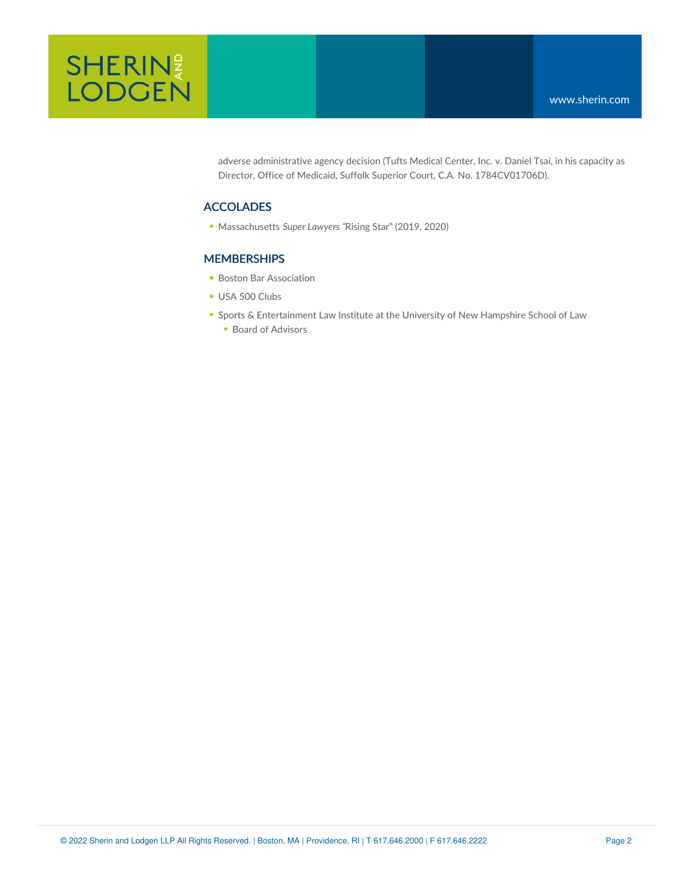adverse administrative agency decision (Tufts Medical Center, Inc. v. Daniel Tsai, in his capacity as Director, Office of Medicaid, Suffolk Superior Court, C.A. No. 1784CV01706D).

## ACCOLADES

- Massachusetts *Super Lawyers* "Rising Star" (2019, 2020)

## MEMBERSHIPS

- Boston Bar Association
- USA 500 Clubs
- Sports & Entertainment Law Institute at the University of New Hampshire School of Law
  - Board of Advisors